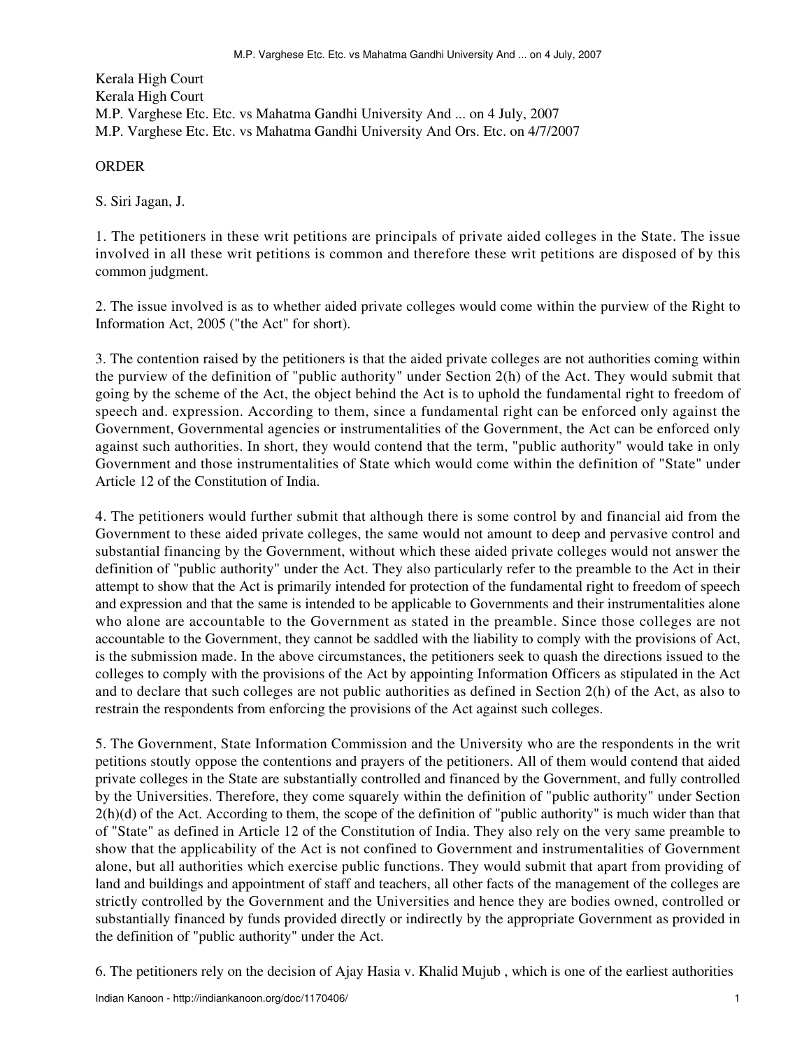Kerala High Court
Kerala High Court
M.P. Varghese Etc. Etc. vs Mahatma Gandhi University And ... on 4 July, 2007
M.P. Varghese Etc. Etc. vs Mahatma Gandhi University And Ors. Etc. on 4/7/2007

ORDER

S. Siri Jagan, J.

1. The petitioners in these writ petitions are principals of private aided colleges in the State. The issue involved in all these writ petitions is common and therefore these writ petitions are disposed of by this common judgment.

2. The issue involved is as to whether aided private colleges would come within the purview of the Right to Information Act, 2005 ("the Act" for short).

3. The contention raised by the petitioners is that the aided private colleges are not authorities coming within the purview of the definition of "public authority" under Section 2(h) of the Act. They would submit that going by the scheme of the Act, the object behind the Act is to uphold the fundamental right to freedom of speech and. expression. According to them, since a fundamental right can be enforced only against the Government, Governmental agencies or instrumentalities of the Government, the Act can be enforced only against such authorities. In short, they would contend that the term, "public authority" would take in only Government and those instrumentalities of State which would come within the definition of "State" under Article 12 of the Constitution of India.

4. The petitioners would further submit that although there is some control by and financial aid from the Government to these aided private colleges, the same would not amount to deep and pervasive control and substantial financing by the Government, without which these aided private colleges would not answer the definition of "public authority" under the Act. They also particularly refer to the preamble to the Act in their attempt to show that the Act is primarily intended for protection of the fundamental right to freedom of speech and expression and that the same is intended to be applicable to Governments and their instrumentalities alone who alone are accountable to the Government as stated in the preamble. Since those colleges are not accountable to the Government, they cannot be saddled with the liability to comply with the provisions of Act, is the submission made. In the above circumstances, the petitioners seek to quash the directions issued to the colleges to comply with the provisions of the Act by appointing Information Officers as stipulated in the Act and to declare that such colleges are not public authorities as defined in Section 2(h) of the Act, as also to restrain the respondents from enforcing the provisions of the Act against such colleges.

5. The Government, State Information Commission and the University who are the respondents in the writ petitions stoutly oppose the contentions and prayers of the petitioners. All of them would contend that aided private colleges in the State are substantially controlled and financed by the Government, and fully controlled by the Universities. Therefore, they come squarely within the definition of "public authority" under Section 2(h)(d) of the Act. According to them, the scope of the definition of "public authority" is much wider than that of "State" as defined in Article 12 of the Constitution of India. They also rely on the very same preamble to show that the applicability of the Act is not confined to Government and instrumentalities of Government alone, but all authorities which exercise public functions. They would submit that apart from providing of land and buildings and appointment of staff and teachers, all other facts of the management of the colleges are strictly controlled by the Government and the Universities and hence they are bodies owned, controlled or substantially financed by funds provided directly or indirectly by the appropriate Government as provided in the definition of "public authority" under the Act.

6. The petitioners rely on the decision of Ajay Hasia v. Khalid Mujub , which is one of the earliest authorities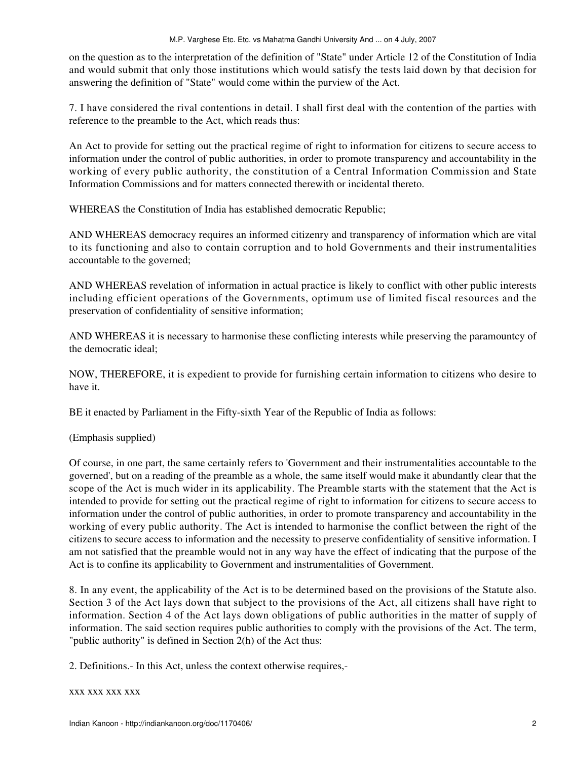on the question as to the interpretation of the definition of "State" under Article 12 of the Constitution of India and would submit that only those institutions which would satisfy the tests laid down by that decision for answering the definition of "State" would come within the purview of the Act.

7. I have considered the rival contentions in detail. I shall first deal with the contention of the parties with reference to the preamble to the Act, which reads thus:

An Act to provide for setting out the practical regime of right to information for citizens to secure access to information under the control of public authorities, in order to promote transparency and accountability in the working of every public authority, the constitution of a Central Information Commission and State Information Commissions and for matters connected therewith or incidental thereto.

WHEREAS the Constitution of India has established democratic Republic;

AND WHEREAS democracy requires an informed citizenry and transparency of information which are vital to its functioning and also to contain corruption and to hold Governments and their instrumentalities accountable to the governed;

AND WHEREAS revelation of information in actual practice is likely to conflict with other public interests including efficient operations of the Governments, optimum use of limited fiscal resources and the preservation of confidentiality of sensitive information;

AND WHEREAS it is necessary to harmonise these conflicting interests while preserving the paramountcy of the democratic ideal;

NOW, THEREFORE, it is expedient to provide for furnishing certain information to citizens who desire to have it.

BE it enacted by Parliament in the Fifty-sixth Year of the Republic of India as follows:

(Emphasis supplied)

Of course, in one part, the same certainly refers to 'Government and their instrumentalities accountable to the governed', but on a reading of the preamble as a whole, the same itself would make it abundantly clear that the scope of the Act is much wider in its applicability. The Preamble starts with the statement that the Act is intended to provide for setting out the practical regime of right to information for citizens to secure access to information under the control of public authorities, in order to promote transparency and accountability in the working of every public authority. The Act is intended to harmonise the conflict between the right of the citizens to secure access to information and the necessity to preserve confidentiality of sensitive information. I am not satisfied that the preamble would not in any way have the effect of indicating that the purpose of the Act is to confine its applicability to Government and instrumentalities of Government.

8. In any event, the applicability of the Act is to be determined based on the provisions of the Statute also. Section 3 of the Act lays down that subject to the provisions of the Act, all citizens shall have right to information. Section 4 of the Act lays down obligations of public authorities in the matter of supply of information. The said section requires public authorities to comply with the provisions of the Act. The term, "public authority" is defined in Section 2(h) of the Act thus:

2. Definitions.- In this Act, unless the context otherwise requires,-

xxx xxx xxx xxx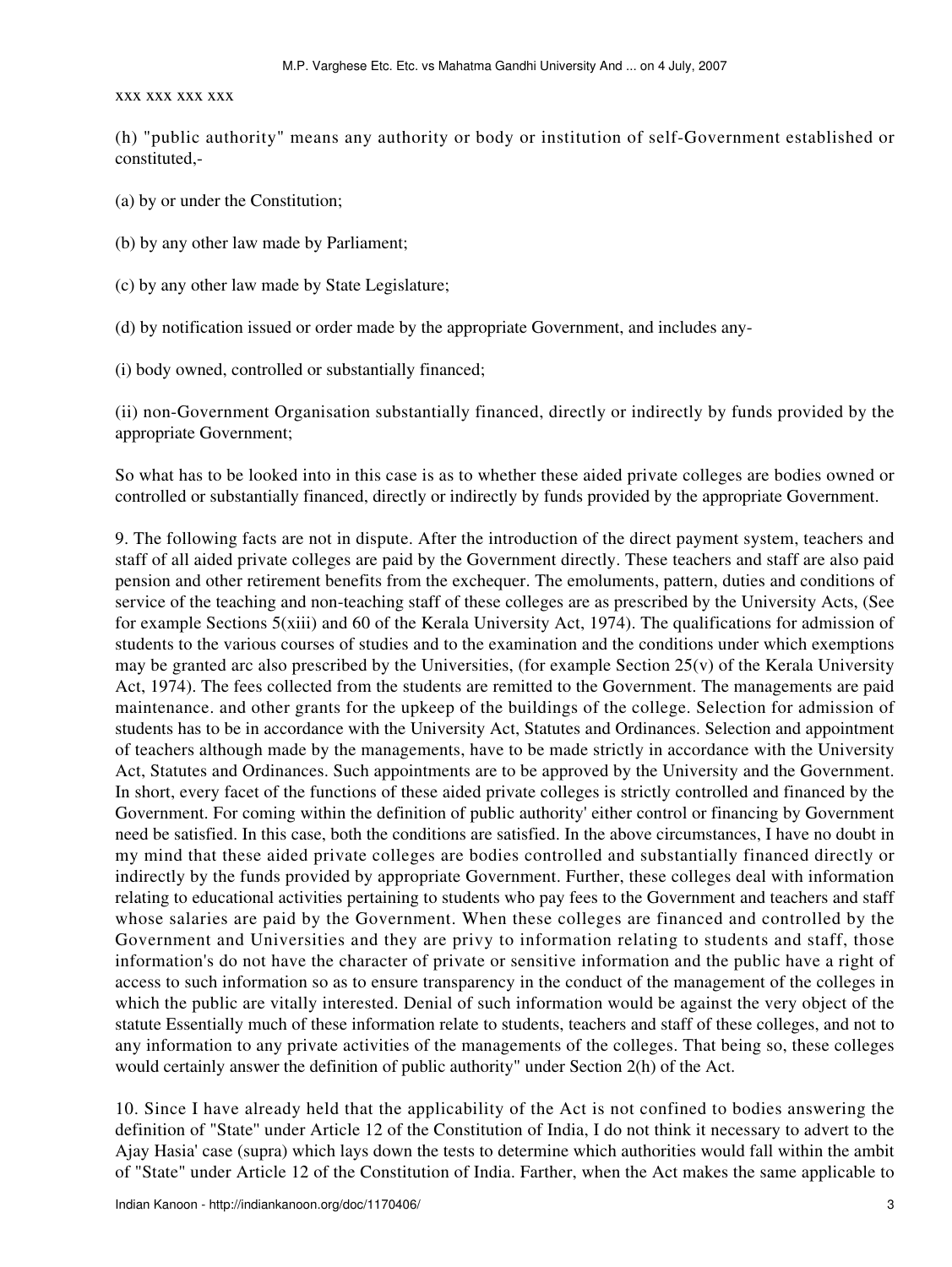xxx xxx xxx xxx

(h) "public authority" means any authority or body or institution of self-Government established or constituted,-

(a) by or under the Constitution;

(b) by any other law made by Parliament;

(c) by any other law made by State Legislature;

(d) by notification issued or order made by the appropriate Government, and includes any-

(i) body owned, controlled or substantially financed;

(ii) non-Government Organisation substantially financed, directly or indirectly by funds provided by the appropriate Government;

So what has to be looked into in this case is as to whether these aided private colleges are bodies owned or controlled or substantially financed, directly or indirectly by funds provided by the appropriate Government.

9. The following facts are not in dispute. After the introduction of the direct payment system, teachers and staff of all aided private colleges are paid by the Government directly. These teachers and staff are also paid pension and other retirement benefits from the exchequer. The emoluments, pattern, duties and conditions of service of the teaching and non-teaching staff of these colleges are as prescribed by the University Acts, (See for example Sections 5(xiii) and 60 of the Kerala University Act, 1974). The qualifications for admission of students to the various courses of studies and to the examination and the conditions under which exemptions may be granted arc also prescribed by the Universities, (for example Section 25(v) of the Kerala University Act, 1974). The fees collected from the students are remitted to the Government. The managements are paid maintenance. and other grants for the upkeep of the buildings of the college. Selection for admission of students has to be in accordance with the University Act, Statutes and Ordinances. Selection and appointment of teachers although made by the managements, have to be made strictly in accordance with the University Act, Statutes and Ordinances. Such appointments are to be approved by the University and the Government. In short, every facet of the functions of these aided private colleges is strictly controlled and financed by the Government. For coming within the definition of public authority' either control or financing by Government need be satisfied. In this case, both the conditions are satisfied. In the above circumstances, I have no doubt in my mind that these aided private colleges are bodies controlled and substantially financed directly or indirectly by the funds provided by appropriate Government. Further, these colleges deal with information relating to educational activities pertaining to students who pay fees to the Government and teachers and staff whose salaries are paid by the Government. When these colleges are financed and controlled by the Government and Universities and they are privy to information relating to students and staff, those information's do not have the character of private or sensitive information and the public have a right of access to such information so as to ensure transparency in the conduct of the management of the colleges in which the public are vitally interested. Denial of such information would be against the very object of the statute Essentially much of these information relate to students, teachers and staff of these colleges, and not to any information to any private activities of the managements of the colleges. That being so, these colleges would certainly answer the definition of public authority" under Section 2(h) of the Act.

10. Since I have already held that the applicability of the Act is not confined to bodies answering the definition of "State" under Article 12 of the Constitution of India, I do not think it necessary to advert to the Ajay Hasia' case (supra) which lays down the tests to determine which authorities would fall within the ambit of "State" under Article 12 of the Constitution of India. Farther, when the Act makes the same applicable to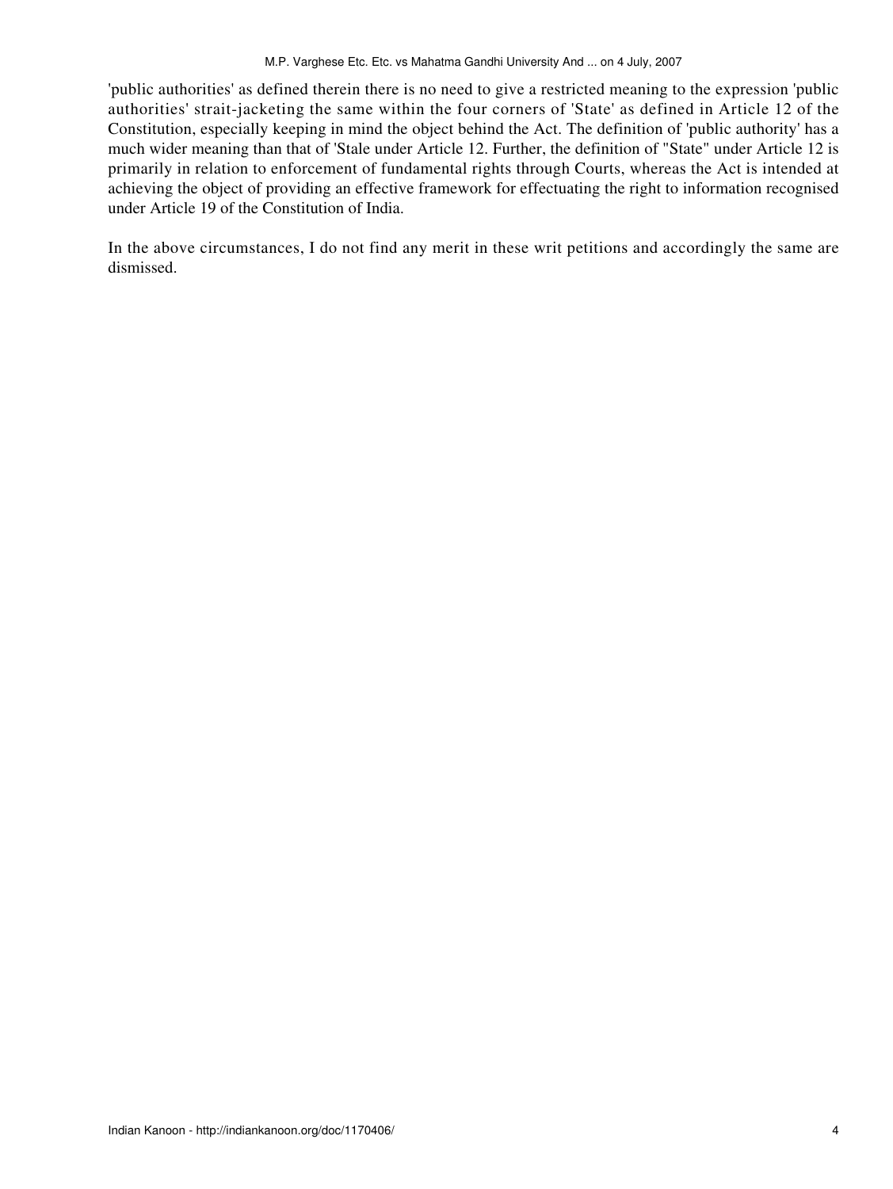'public authorities' as defined therein there is no need to give a restricted meaning to the expression 'public authorities' strait-jacketing the same within the four corners of 'State' as defined in Article 12 of the Constitution, especially keeping in mind the object behind the Act. The definition of 'public authority' has a much wider meaning than that of 'Stale under Article 12. Further, the definition of "State" under Article 12 is primarily in relation to enforcement of fundamental rights through Courts, whereas the Act is intended at achieving the object of providing an effective framework for effectuating the right to information recognised under Article 19 of the Constitution of India.

In the above circumstances, I do not find any merit in these writ petitions and accordingly the same are dismissed.